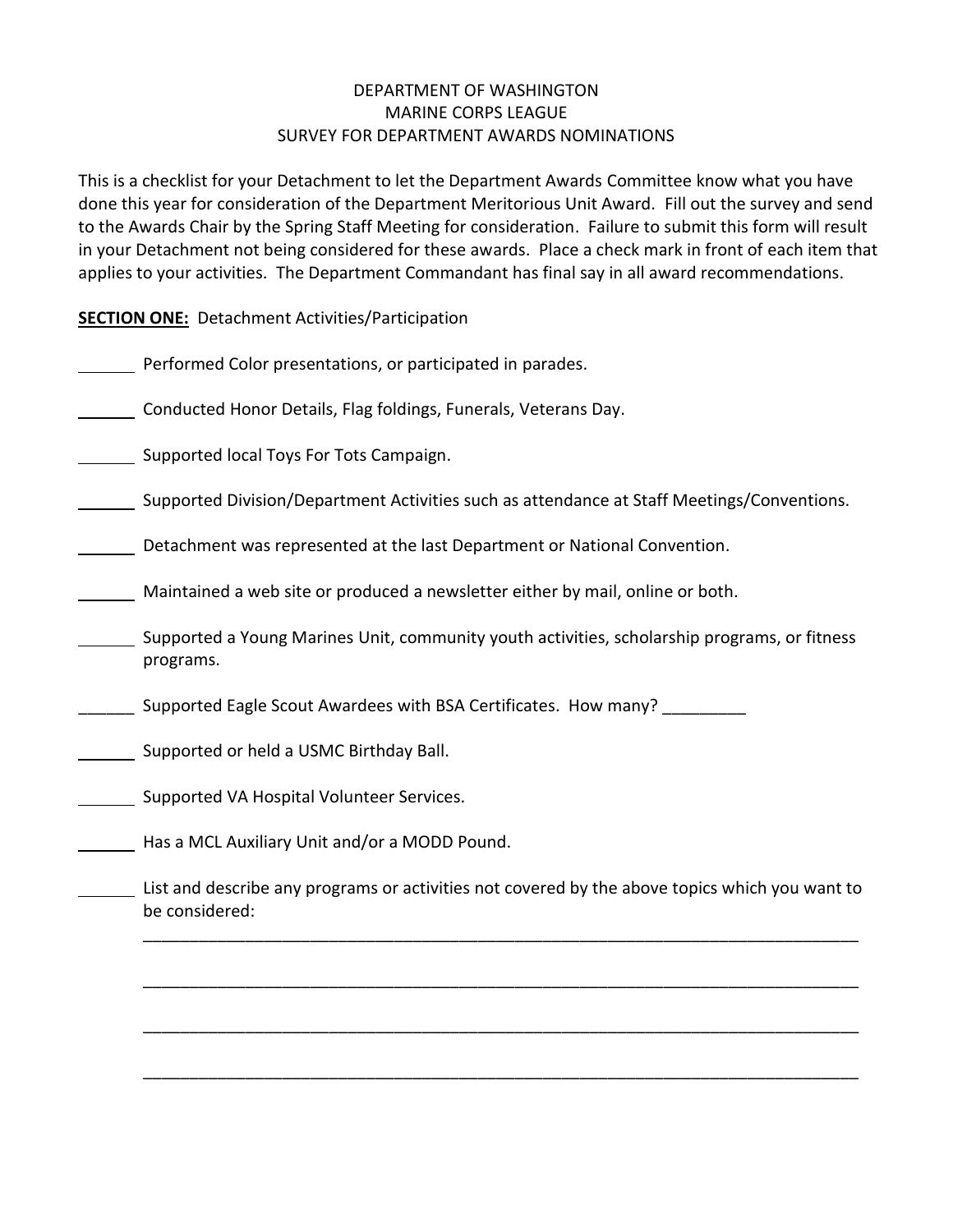DEPARTMENT OF WASHINGTON
MARINE CORPS LEAGUE
SURVEY FOR DEPARTMENT AWARDS NOMINATIONS

This is a checklist for your Detachment to let the Department Awards Committee know what you have done this year for consideration of the Department Meritorious Unit Award. Fill out the survey and send to the Awards Chair by the Spring Staff Meeting for consideration. Failure to submit this form will result in your Detachment not being considered for these awards. Place a check mark in front of each item that applies to your activities. The Department Commandant has final say in all award recommendations.

**SECTION ONE:** Detachment Activities/Participation

______ Performed Color presentations, or participated in parades.

______ Conducted Honor Details, Flag foldings, Funerals, Veterans Day.

______ Supported local Toys For Tots Campaign.

______ Supported Division/Department Activities such as attendance at Staff Meetings/Conventions.

______ Detachment was represented at the last Department or National Convention.

______ Maintained a web site or produced a newsletter either by mail, online or both.

______ Supported a Young Marines Unit, community youth activities, scholarship programs, or fitness programs.

______ Supported Eagle Scout Awardees with BSA Certificates. How many? _________

______ Supported or held a USMC Birthday Ball.

______ Supported VA Hospital Volunteer Services.

______ Has a MCL Auxiliary Unit and/or a MODD Pound.

______ List and describe any programs or activities not covered by the above topics which you want to be considered:

_____________________________________________________________________________

_____________________________________________________________________________

_____________________________________________________________________________

_____________________________________________________________________________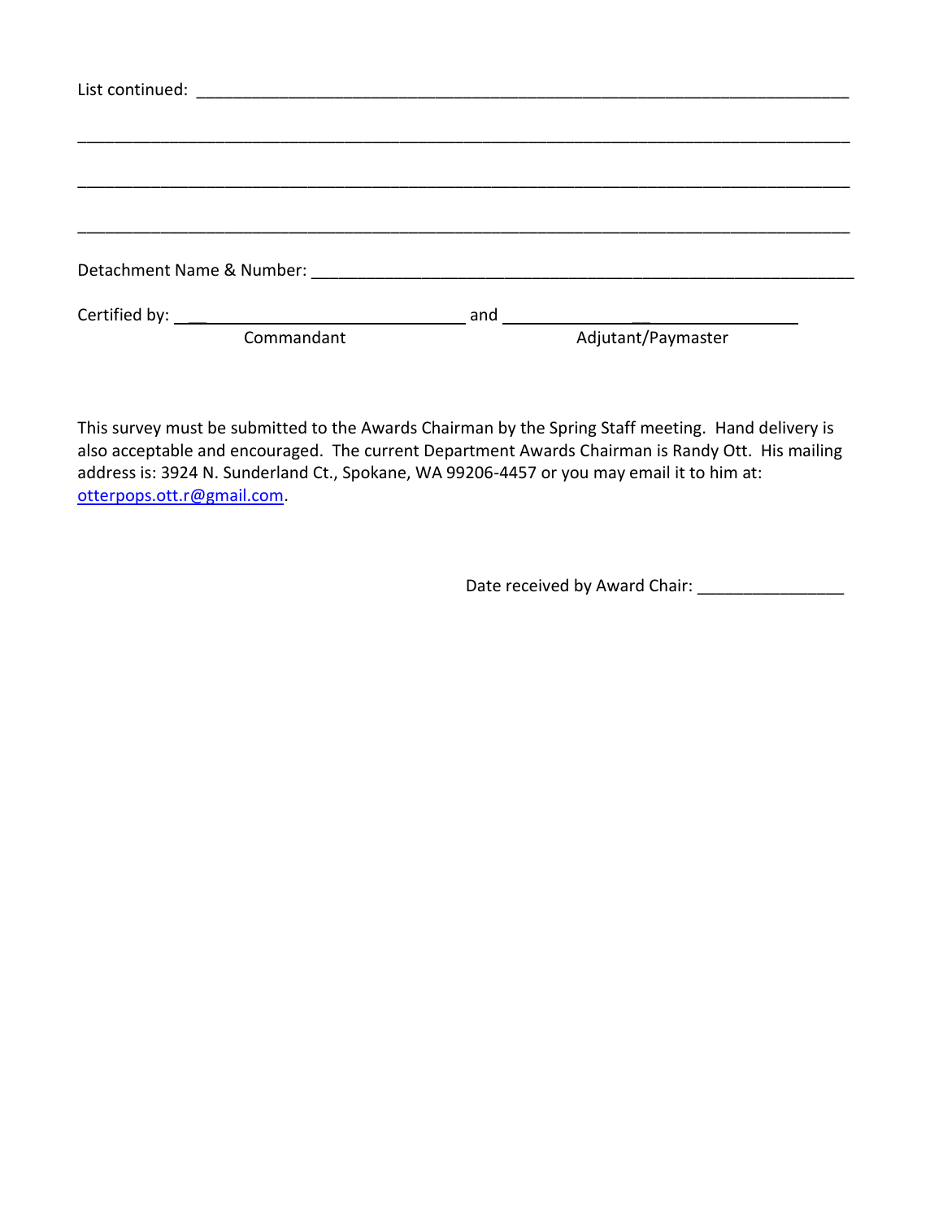List continued: ______________________________________________________________________

__________________________________________________________________________________

__________________________________________________________________________________

__________________________________________________________________________________

Detachment Name & Number: ______________________________________________________

Certified by: ______________________________ and ______________________________

Commandant Adjutant/Paymaster

This survey must be submitted to the Awards Chairman by the Spring Staff meeting. Hand delivery is also acceptable and encouraged. The current Department Awards Chairman is Randy Ott. His mailing address is: 3924 N. Sunderland Ct., Spokane, WA 99206-4457 or you may email it to him at: otterpops.ott.r@gmail.com.

Date received by Award Chair: ________________